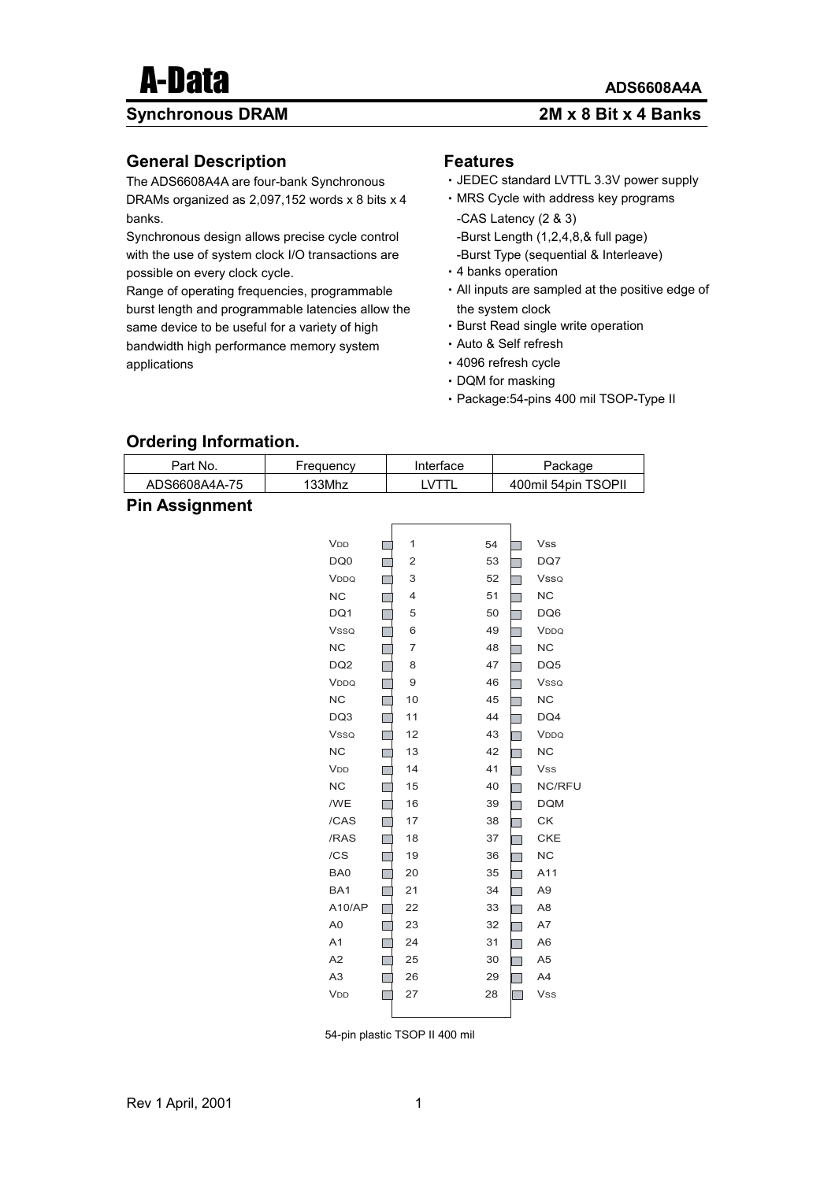# A-Data

**ADS6608A4A**

**Synchronous DRAM** **2M x 8 Bit x 4 Banks**

## General Description

The ADS6608A4A are four-bank Synchronous DRAMs organized as 2,097,152 words x 8 bits x 4 banks.

Synchronous design allows precise cycle control with the use of system clock I/O transactions are possible on every clock cycle.

Range of operating frequencies, programmable burst length and programmable latencies allow the same device to be useful for a variety of high bandwidth high performance memory system applications

## Features

- JEDEC standard LVTTL 3.3V power supply
- MRS Cycle with address key programs
  - -CAS Latency (2 & 3)
  - -Burst Length (1,2,4,8,& full page)
  - -Burst Type (sequential & Interleave)
- 4 banks operation
- All inputs are sampled at the positive edge of the system clock
- Burst Read single write operation
- Auto & Self refresh
- 4096 refresh cycle
- DQM for masking
- Package:54-pins 400 mil TSOP-Type II

## Ordering Information.

| Part No. | Frequency | Interface | Package |
|---|---|---|---|
| ADS6608A4A-75 | 133Mhz | LVTTL | 400mil 54pin TSOPII |

## Pin Assignment

| Pin Name | Pin No. | Pin No. | Pin Name |
|---|---|---|---|
| VDD | 1 | 54 | Vss |
| DQ0 | 2 | 53 | DQ7 |
| VDDQ | 3 | 52 | VSSQ |
| NC | 4 | 51 | NC |
| DQ1 | 5 | 50 | DQ6 |
| VSSQ | 6 | 49 | VDDQ |
| NC | 7 | 48 | NC |
| DQ2 | 8 | 47 | DQ5 |
| VDDQ | 9 | 46 | VSSQ |
| NC | 10 | 45 | NC |
| DQ3 | 11 | 44 | DQ4 |
| VSSQ | 12 | 43 | VDDQ |
| NC | 13 | 42 | NC |
| VDD | 14 | 41 | Vss |
| NC | 15 | 40 | NC/RFU |
| /WE | 16 | 39 | DQM |
| /CAS | 17 | 38 | CK |
| /RAS | 18 | 37 | CKE |
| /CS | 19 | 36 | NC |
| BA0 | 20 | 35 | A11 |
| BA1 | 21 | 34 | A9 |
| A10/AP | 22 | 33 | A8 |
| A0 | 23 | 32 | A7 |
| A1 | 24 | 31 | A6 |
| A2 | 25 | 30 | A5 |
| A3 | 26 | 29 | A4 |
| VDD | 27 | 28 | Vss |

54-pin plastic TSOP II 400 mil

Rev 1 April, 2001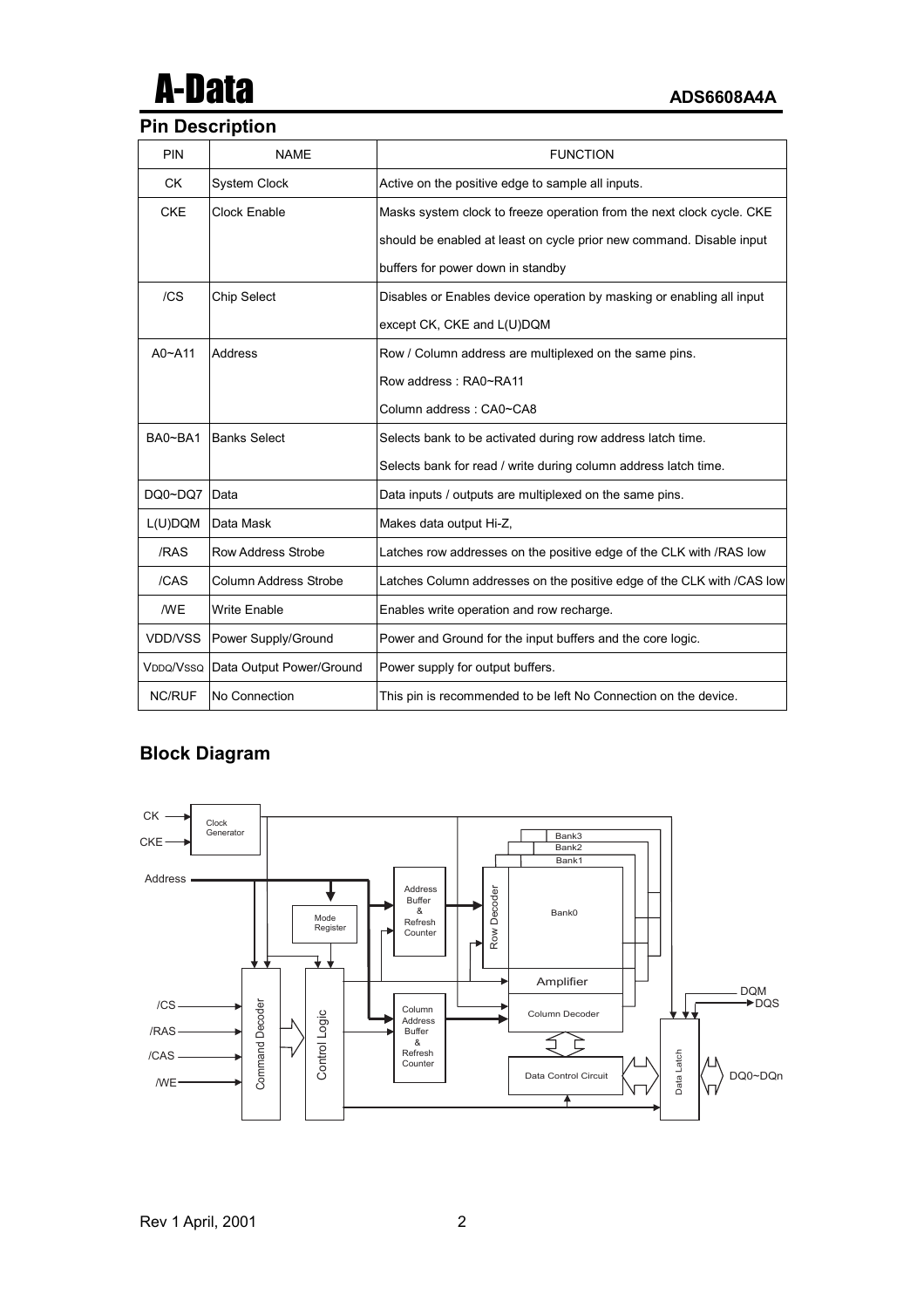## Pin Description

| PIN | NAME | FUNCTION |
|---|---|---|
| CK | System Clock | Active on the positive edge to sample all inputs. |
| CKE | Clock Enable | Masks system clock to freeze operation from the next clock cycle. CKE should be enabled at least on cycle prior new command. Disable input buffers for power down in standby |
| /CS | Chip Select | Disables or Enables device operation by masking or enabling all input except CK, CKE and L(U)DQM |
| A0~A11 | Address | Row / Column address are multiplexed on the same pins. Row address : RA0~RA11 Column address : CA0~CA8 |
| BA0~BA1 | Banks Select | Selects bank to be activated during row address latch time. Selects bank for read / write during column address latch time. |
| DQ0~DQ7 | Data | Data inputs / outputs are multiplexed on the same pins. |
| L(U)DQM | Data Mask | Makes data output Hi-Z, |
| /RAS | Row Address Strobe | Latches row addresses on the positive edge of the CLK with /RAS low |
| /CAS | Column Address Strobe | Latches Column addresses on the positive edge of the CLK with /CAS low |
| /WE | Write Enable | Enables write operation and row recharge. |
| VDD/VSS | Power Supply/Ground | Power and Ground for the input buffers and the core logic. |
| VDDQ/VSSQ | Data Output Power/Ground | Power supply for output buffers. |
| NC/RUF | No Connection | This pin is recommended to be left No Connection on the device. |

## Block Diagram

CK, CKE, Clock Generator, Address, Mode Register, Address Buffer & Refresh Counter, Row Decoder, Bank0, Bank1, Bank2, Bank3, Amplifier, /CS, /RAS, /CAS, /WE, Command Decoder, Control Logic, Column Address Buffer & Refresh Counter, Column Decoder, Data Control Circuit, Data Latch, DQM, DQS, DQ0~DQn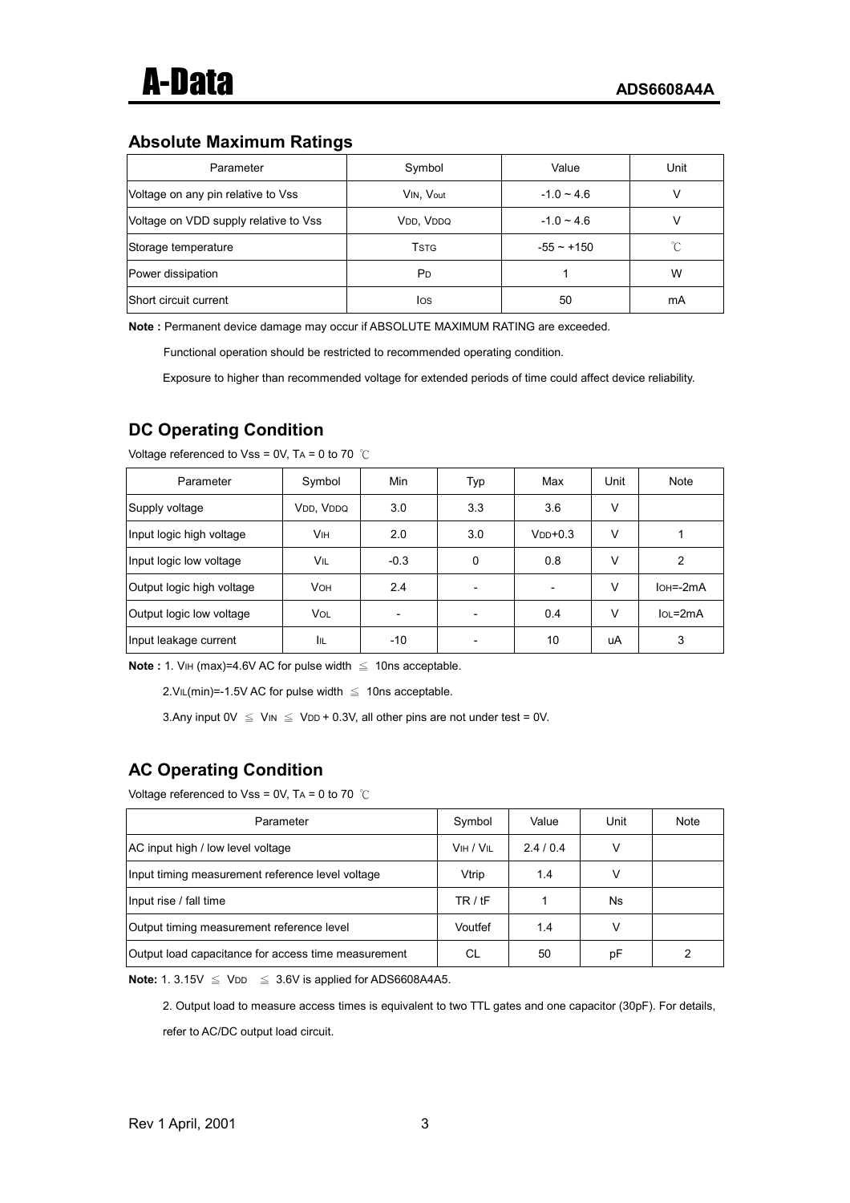## Absolute Maximum Ratings

| Parameter | Symbol | Value | Unit |
| --- | --- | --- | --- |
| Voltage on any pin relative to Vss | $V_{IN}$, $V_{out}$ | -1.0 ~ 4.6 | V |
| Voltage on VDD supply relative to Vss | $V_{DD}$, $V_{DDQ}$ | -1.0 ~ 4.6 | V |
| Storage temperature | $T_{STG}$ | -55 ~ +150 | ℃ |
| Power dissipation | $P_D$ | 1 | W |
| Short circuit current | $I_{OS}$ | 50 | mA |

**Note :** Permanent device damage may occur if ABSOLUTE MAXIMUM RATING are exceeded.

Functional operation should be restricted to recommended operating condition.

Exposure to higher than recommended voltage for extended periods of time could affect device reliability.

## DC Operating Condition

Voltage referenced to Vss = 0V, $T_A$ = 0 to 70 ℃

| Parameter | Symbol | Min | Typ | Max | Unit | Note |
| --- | --- | --- | --- | --- | --- | --- |
| Supply voltage | $V_{DD}$, $V_{DDQ}$ | 3.0 | 3.3 | 3.6 | V | |
| Input logic high voltage | $V_{IH}$ | 2.0 | 3.0 | $V_{DD}$+0.3 | V | 1 |
| Input logic low voltage | $V_{IL}$ | -0.3 | 0 | 0.8 | V | 2 |
| Output logic high voltage | $V_{OH}$ | 2.4 | - | - | V | $I_{OH}$=-2mA |
| Output logic low voltage | $V_{OL}$ | - | - | 0.4 | V | $I_{OL}$=2mA |
| Input leakage current | $I_{IL}$ | -10 | - | 10 | uA | 3 |

**Note :** 1. $V_{IH}$ (max)=4.6V AC for pulse width ≦ 10ns acceptable.

2.$V_{IL}$(min)=-1.5V AC for pulse width ≦ 10ns acceptable.

3.Any input 0V ≦ $V_{IN}$ ≦ $V_{DD}$ + 0.3V, all other pins are not under test = 0V.

## AC Operating Condition

Voltage referenced to Vss = 0V, $T_A$ = 0 to 70 ℃

| Parameter | Symbol | Value | Unit | Note |
| --- | --- | --- | --- | --- |
| AC input high / low level voltage | $V_{IH}$ / $V_{IL}$ | 2.4 / 0.4 | V | |
| Input timing measurement reference level voltage | Vtrip | 1.4 | V | |
| Input rise / fall time | TR / tF | 1 | Ns | |
| Output timing measurement reference level | Voutfef | 1.4 | V | |
| Output load capacitance for access time measurement | CL | 50 | pF | 2 |

**Note:** 1. 3.15V ≦ $V_{DD}$ ≦ 3.6V is applied for ADS6608A4A5.

2. Output load to measure access times is equivalent to two TTL gates and one capacitor (30pF). For details, refer to AC/DC output load circuit.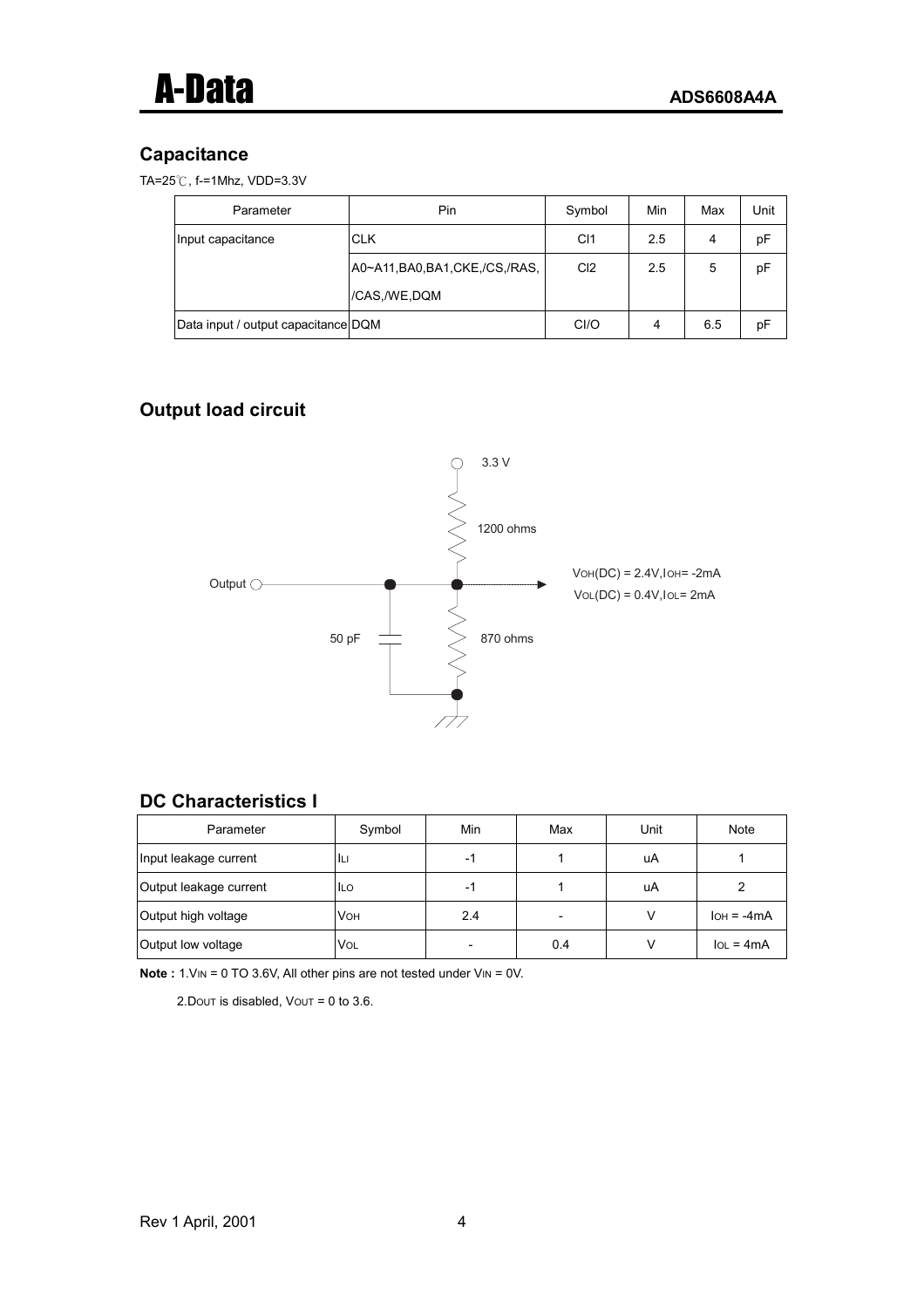## Capacitance

TA=25℃, f-=1Mhz, VDD=3.3V

| Parameter | Pin | Symbol | Min | Max | Unit |
|---|---|---|---|---|---|
| Input capacitance | CLK | CI1 | 2.5 | 4 | pF |
| | A0~A11,BA0,BA1,CKE,/CS,/RAS, /CAS,/WE,DQM | CI2 | 2.5 | 5 | pF |
| Data input / output capacitance | DQM | CI/O | 4 | 6.5 | pF |

## Output load circuit

3.3 V

1200 ohms

Output

50 pF

870 ohms

$V_{OH}(DC) = 2.4V, I_{OH} = -2mA$

$V_{OL}(DC) = 0.4V, I_{OL} = 2mA$

## DC Characteristics I

| Parameter | Symbol | Min | Max | Unit | Note |
|---|---|---|---|---|---|
| Input leakage current | $I_{LI}$ | -1 | 1 | uA | 1 |
| Output leakage current | $I_{LO}$ | -1 | 1 | uA | 2 |
| Output high voltage | $V_{OH}$ | 2.4 | - | V | $I_{OH}$ = -4mA |
| Output low voltage | $V_{OL}$ | - | 0.4 | V | $I_{OL}$ = 4mA |

**Note :** 1.$V_{IN}$ = 0 TO 3.6V, All other pins are not tested under $V_{IN}$ = 0V.

2.$D_{OUT}$ is disabled, $V_{OUT}$ = 0 to 3.6.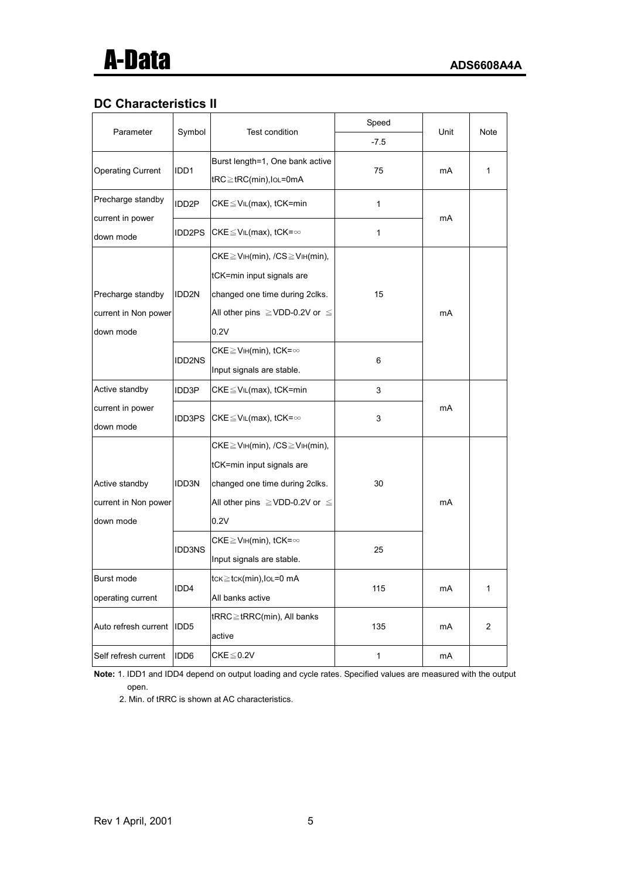## DC Characteristics II

| Parameter | Symbol | Test condition | Speed | Unit | Note |
|---|---|---|---|---|---|
| | | | -7.5 | | |
| Operating Current | IDD1 | Burst length=1, One bank active tRC≧tRC(min), $I_{OL}$=0mA | 75 | mA | 1 |
| Precharge standby current in power down mode | IDD2P | CKE≦$V_{IL}$(max), tCK=min | 1 | mA | |
| | IDD2PS | CKE≦$V_{IL}$(max), tCK=∞ | 1 | | |
| Precharge standby current in Non power down mode | IDD2N | CKE≧$V_{IH}$(min), /CS≧$V_{IH}$(min), tCK=min input signals are changed one time during 2clks. All other pins ≧VDD-0.2V or ≦ 0.2V | 15 | mA | |
| | IDD2NS | CKE≧$V_{IH}$(min), tCK=∞ Input signals are stable. | 6 | | |
| Active standby current in power down mode | IDD3P | CKE≦$V_{IL}$(max), tCK=min | 3 | mA | |
| | IDD3PS | CKE≦$V_{IL}$(max), tCK=∞ | 3 | | |
| Active standby current in Non power down mode | IDD3N | CKE≧$V_{IH}$(min), /CS≧$V_{IH}$(min), tCK=min input signals are changed one time during 2clks. All other pins ≧VDD-0.2V or ≦ 0.2V | 30 | mA | |
| | IDD3NS | CKE≧$V_{IH}$(min), tCK=∞ Input signals are stable. | 25 | | |
| Burst mode operating current | IDD4 | $t_{CK}$≧$t_{CK}$(min), $I_{OL}$=0 mA All banks active | 115 | mA | 1 |
| Auto refresh current | IDD5 | tRRC≧tRRC(min), All banks active | 135 | mA | 2 |
| Self refresh current | IDD6 | CKE≦0.2V | 1 | mA | |

**Note:** 1. IDD1 and IDD4 depend on output loading and cycle rates. Specified values are measured with the output open.

2. Min. of tRRC is shown at AC characteristics.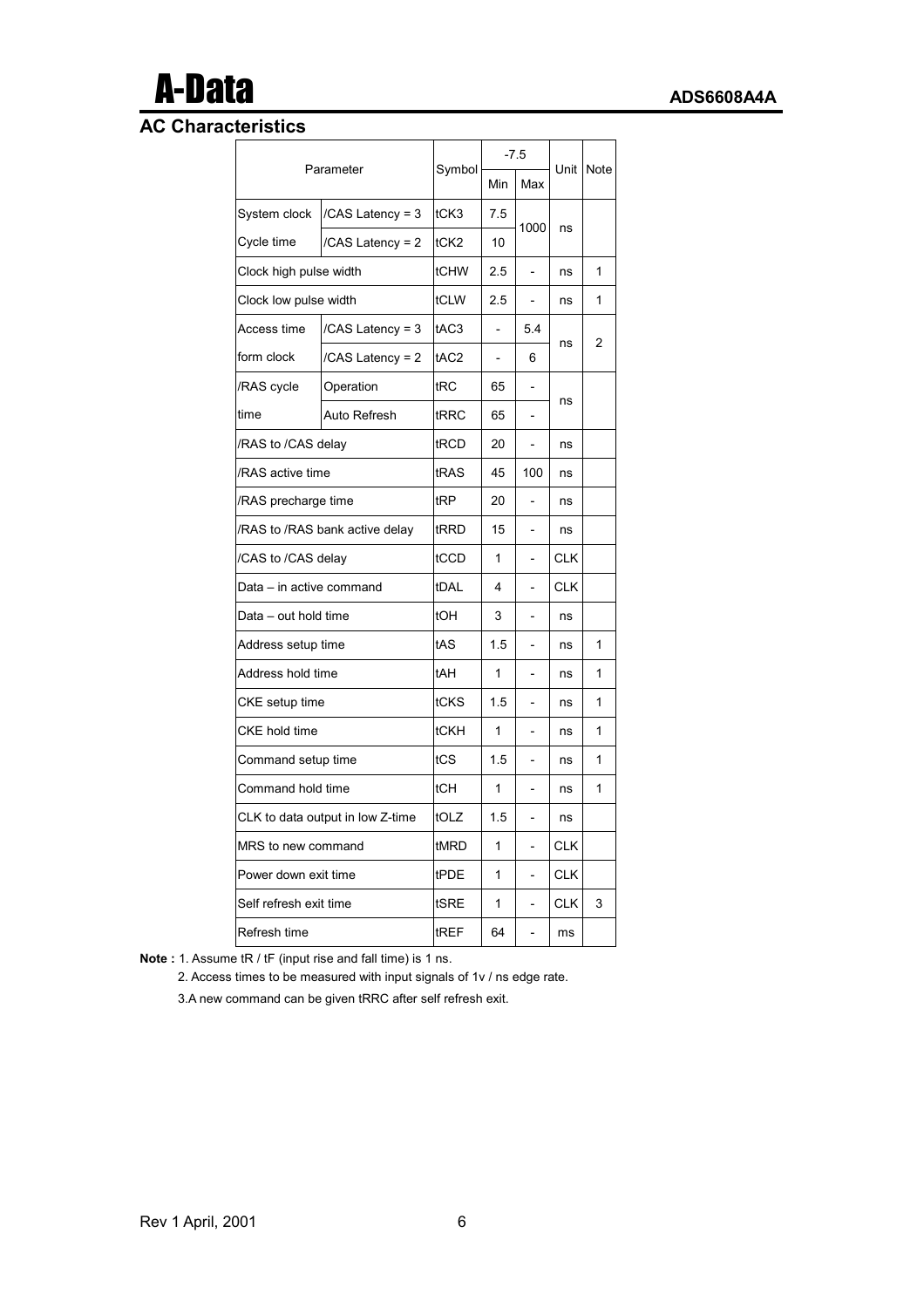## AC Characteristics

| Parameter | | Symbol | -7.5 | | Unit | Note |
|---|---|---|---|---|---|---|
| | | | Min | Max | | |
| System clock Cycle time | /CAS Latency = 3 | tCK3 | 7.5 | 1000 | ns | |
| | /CAS Latency = 2 | tCK2 | 10 | | | |
| Clock high pulse width | | tCHW | 2.5 | - | ns | 1 |
| Clock low pulse width | | tCLW | 2.5 | - | ns | 1 |
| Access time form clock | /CAS Latency = 3 | tAC3 | - | 5.4 | ns | 2 |
| | /CAS Latency = 2 | tAC2 | - | 6 | | |
| /RAS cycle time | Operation | tRC | 65 | - | ns | |
| | Auto Refresh | tRRC | 65 | - | | |
| /RAS to /CAS delay | | tRCD | 20 | - | ns | |
| /RAS active time | | tRAS | 45 | 100 | ns | |
| /RAS precharge time | | tRP | 20 | - | ns | |
| /RAS to /RAS bank active delay | | tRRD | 15 | - | ns | |
| /CAS to /CAS delay | | tCCD | 1 | - | CLK | |
| Data – in active command | | tDAL | 4 | - | CLK | |
| Data – out hold time | | tOH | 3 | - | ns | |
| Address setup time | | tAS | 1.5 | - | ns | 1 |
| Address hold time | | tAH | 1 | - | ns | 1 |
| CKE setup time | | tCKS | 1.5 | - | ns | 1 |
| CKE hold time | | tCKH | 1 | - | ns | 1 |
| Command setup time | | tCS | 1.5 | - | ns | 1 |
| Command hold time | | tCH | 1 | - | ns | 1 |
| CLK to data output in low Z-time | | tOLZ | 1.5 | - | ns | |
| MRS to new command | | tMRD | 1 | - | CLK | |
| Power down exit time | | tPDE | 1 | - | CLK | |
| Self refresh exit time | | tSRE | 1 | - | CLK | 3 |
| Refresh time | | tREF | 64 | - | ms | |

**Note :** 1. Assume tR / tF (input rise and fall time) is 1 ns.

2. Access times to be measured with input signals of 1v / ns edge rate.

3.A new command can be given tRRC after self refresh exit.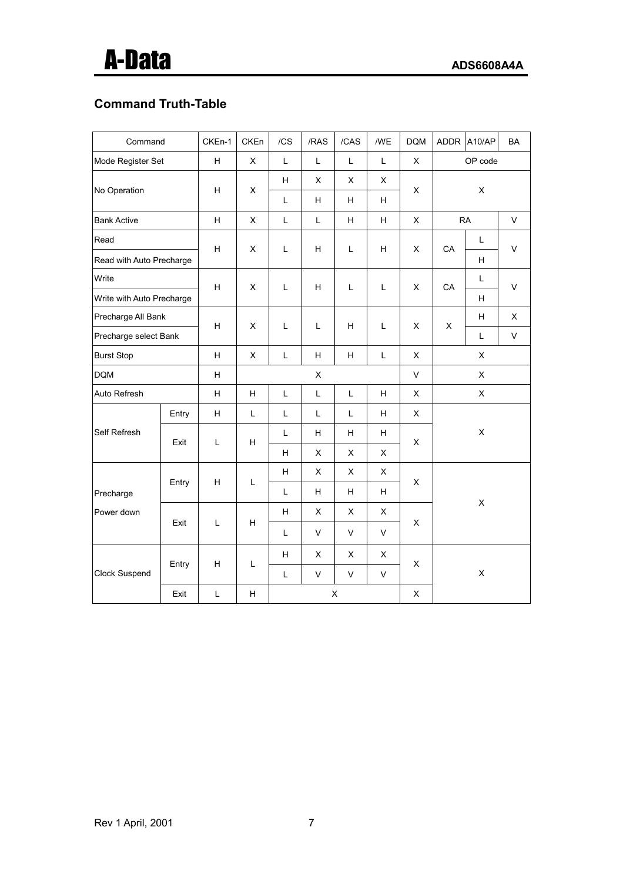## Command Truth-Table

| Command | | CKEn-1 | CKEn | /CS | /RAS | /CAS | /WE | DQM | ADDR | A10/AP | BA |
|---|---|---|---|---|---|---|---|---|---|---|---|
| Mode Register Set | | H | X | L | L | L | L | X | OP code | | |
| No Operation | | H | X | H | X | X | X | X | X | | |
| | | | | L | H | H | H | | | | |
| Bank Active | | H | X | L | L | H | H | X | RA | | V |
| Read | | H | X | L | H | L | H | X | CA | L | V |
| Read with Auto Precharge | | | | | | | | | | H | |
| Write | | H | X | L | H | L | L | X | CA | L | V |
| Write with Auto Precharge | | | | | | | | | | H | |
| Precharge All Bank | | H | X | L | L | H | L | X | X | H | X |
| Precharge select Bank | | | | | | | | | | L | V |
| Burst Stop | | H | X | L | H | H | L | X | X | | |
| DQM | | H | X | | | | | V | X | | |
| Auto Refresh | | H | H | L | L | L | H | X | X | | |
| Self Refresh | Entry | H | L | L | L | L | H | X | X | | |
| | Exit | L | H | L | H | H | H | X | | | |
| | | | | H | X | X | X | | | | |
| Precharge Power down | Entry | H | L | H | X | X | X | X | X | | |
| | | | | L | H | H | H | | | | |
| | Exit | L | H | H | X | X | X | X | | | |
| | | | | L | V | V | V | | | | |
| Clock Suspend | Entry | H | L | H | X | X | X | X | X | | |
| | | | | L | V | V | V | | | | |
| | Exit | L | H | X | | | | X | | | |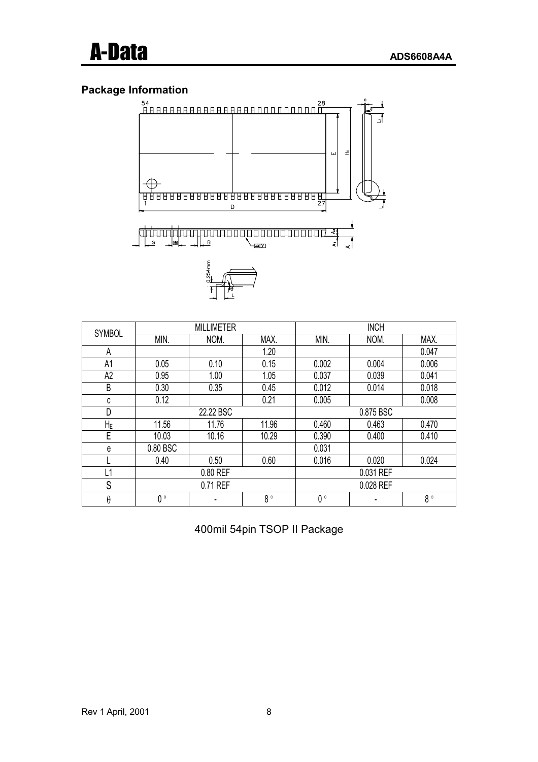## Package Information

| SYMBOL | MILLIMETER | | | INCH | | |
|---|---|---|---|---|---|---|
| | MIN. | NOM. | MAX. | MIN. | NOM. | MAX. |
| A | | | 1.20 | | | 0.047 |
| A1 | 0.05 | 0.10 | 0.15 | 0.002 | 0.004 | 0.006 |
| A2 | 0.95 | 1.00 | 1.05 | 0.037 | 0.039 | 0.041 |
| B | 0.30 | 0.35 | 0.45 | 0.012 | 0.014 | 0.018 |
| c | 0.12 | | 0.21 | 0.005 | | 0.008 |
| D | 22.22 BSC | | | 0.875 BSC | | |
| $H_E$ | 11.56 | 11.76 | 11.96 | 0.460 | 0.463 | 0.470 |
| E | 10.03 | 10.16 | 10.29 | 0.390 | 0.400 | 0.410 |
| e | 0.80 BSC | | | 0.031 | | |
| L | 0.40 | 0.50 | 0.60 | 0.016 | 0.020 | 0.024 |
| L1 | 0.80 REF | | | 0.031 REF | | |
| S | 0.71 REF | | | 0.028 REF | | |
| $\theta$ | 0° | - | 8° | 0° | - | 8° |

400mil 54pin TSOP II Package